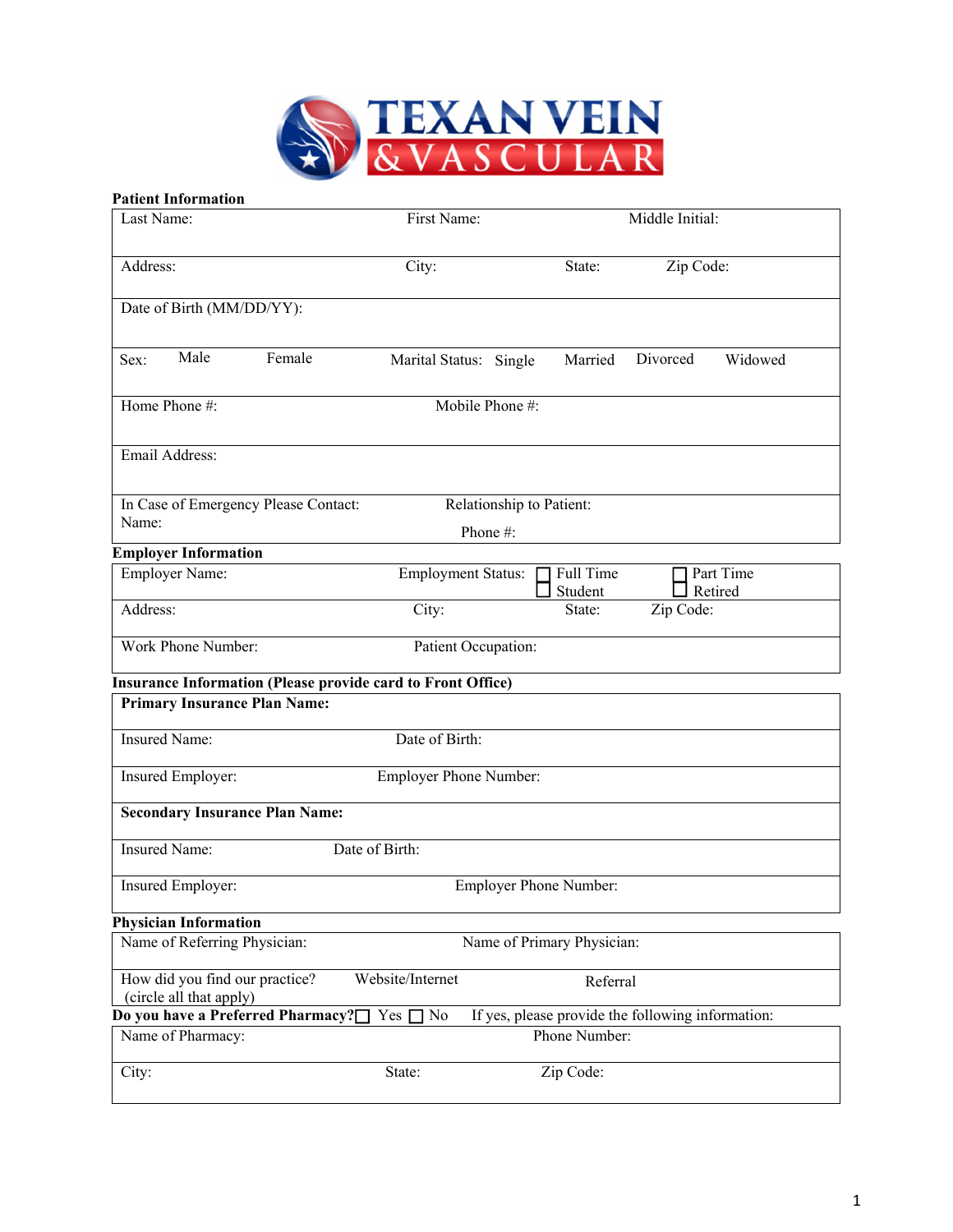# TEXAN VEIN &VASCULAR

**Patient Information**

| Last Name: | First Name: | Middle Initial: |
|---|---|---|
| Address: | City: | State: Zip Code: |
| Date of Birth (MM/DD/YY): | | |
| Sex: Male Female | Marital Status: Single Married Divorced Widowed | |
| Home Phone #: | Mobile Phone #: | |
| Email Address: | | |
| In Case of Emergency Please Contact: Name: | Relationship to Patient: Phone #: | |

**Employer Information**

| Employer Name: | Employment Status: ☐ Full Time ☐ Student ☐ Part Time ☐ Retired | |
|---|---|---|
| Address: | City: | State: Zip Code: |
| Work Phone Number: | Patient Occupation: | |

**Insurance Information (Please provide card to Front Office)**

| **Primary Insurance Plan Name:** | |
|---|---|
| Insured Name: | Date of Birth: |
| Insured Employer: | Employer Phone Number: |
| **Secondary Insurance Plan Name:** | |
| Insured Name: | Date of Birth: |
| Insured Employer: | Employer Phone Number: |

**Physician Information**

| Name of Referring Physician: | Name of Primary Physician: | |
|---|---|---|
| How did you find our practice? (circle all that apply) | Website/Internet | Referral |

**Do you have a Preferred Pharmacy?** ☐ Yes ☐ No If yes, please provide the following information:

| Name of Pharmacy: | Phone Number: | |
|---|---|---|
| City: | State: | Zip Code: |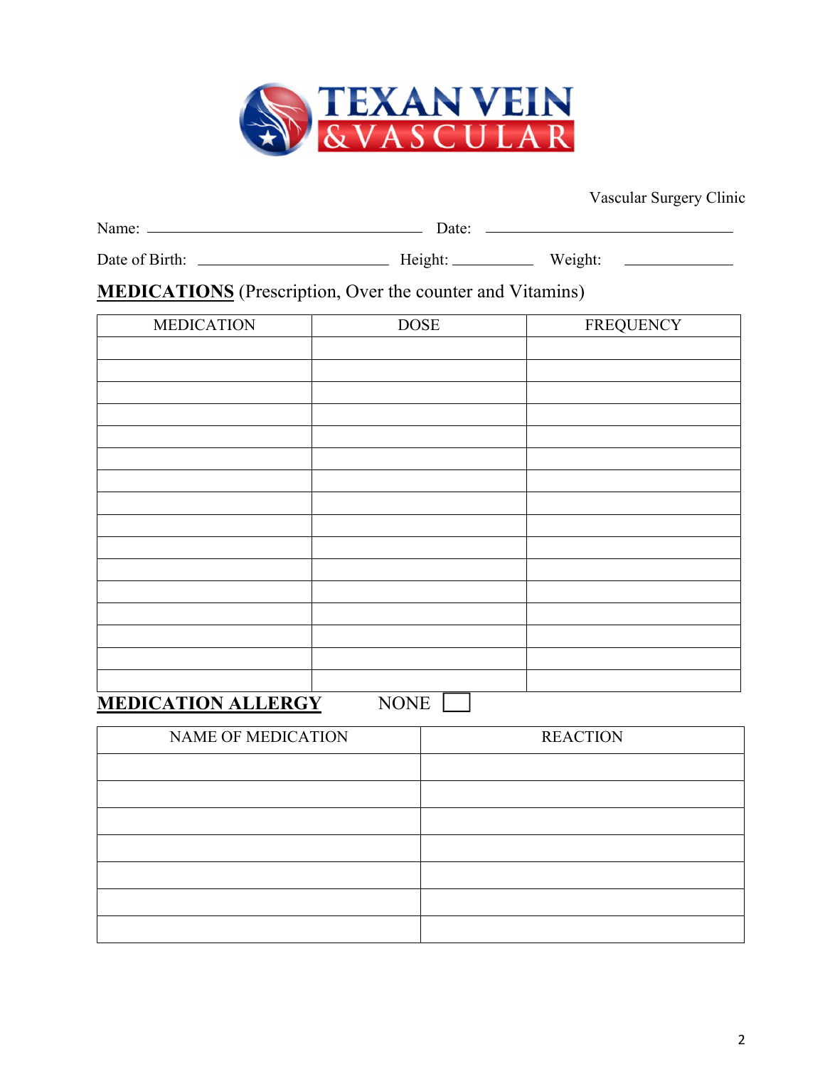TEXAN VEIN & VASCULAR

Vascular Surgery Clinic

Name: ______________________________ Date: ______________________________

Date of Birth: ______________________ Height: __________ Weight: __________

**MEDICATIONS** (Prescription, Over the counter and Vitamins)

| MEDICATION | DOSE | FREQUENCY |
|---|---|---|
| | | |
| | | |
| | | |
| | | |
| | | |
| | | |
| | | |
| | | |
| | | |
| | | |
| | | |
| | | |
| | | |
| | | |
| | | |
| | | |

**MEDICATION ALLERGY** NONE ☐

| NAME OF MEDICATION | REACTION |
|---|---|
| | |
| | |
| | |
| | |
| | |
| | |
| | |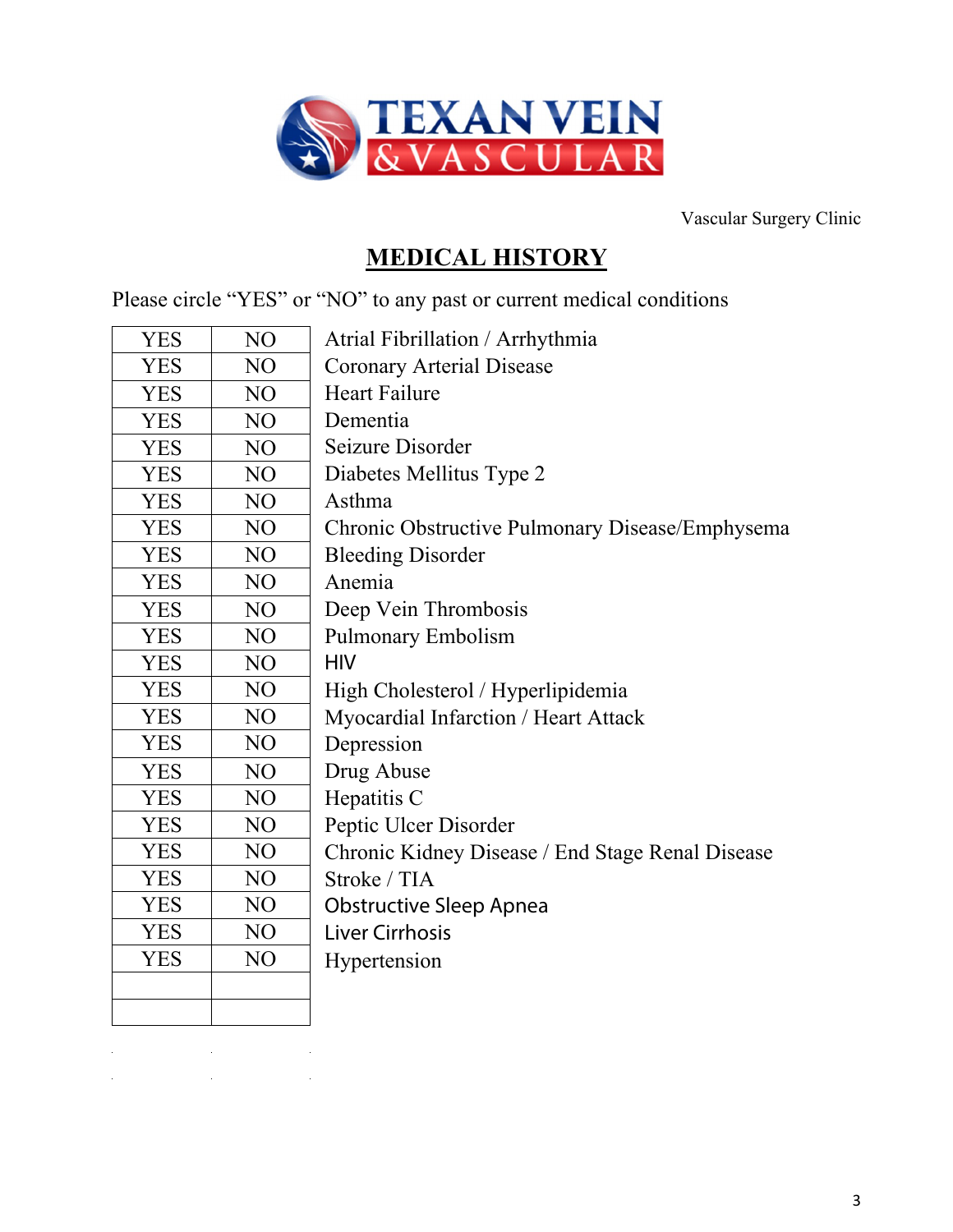TEXAN VEIN &VASCULAR

Vascular Surgery Clinic

# MEDICAL HISTORY

Please circle “YES” or “NO” to any past or current medical conditions

| | | |
|---|---|---|
| YES | NO | Atrial Fibrillation / Arrhythmia |
| YES | NO | Coronary Arterial Disease |
| YES | NO | Heart Failure |
| YES | NO | Dementia |
| YES | NO | Seizure Disorder |
| YES | NO | Diabetes Mellitus Type 2 |
| YES | NO | Asthma |
| YES | NO | Chronic Obstructive Pulmonary Disease/Emphysema |
| YES | NO | Bleeding Disorder |
| YES | NO | Anemia |
| YES | NO | Deep Vein Thrombosis |
| YES | NO | Pulmonary Embolism |
| YES | NO | HIV |
| YES | NO | High Cholesterol / Hyperlipidemia |
| YES | NO | Myocardial Infarction / Heart Attack |
| YES | NO | Depression |
| YES | NO | Drug Abuse |
| YES | NO | Hepatitis C |
| YES | NO | Peptic Ulcer Disorder |
| YES | NO | Chronic Kidney Disease / End Stage Renal Disease |
| YES | NO | Stroke / TIA |
| YES | NO | Obstructive Sleep Apnea |
| YES | NO | Liver Cirrhosis |
| YES | NO | Hypertension |
| | | |
| | | |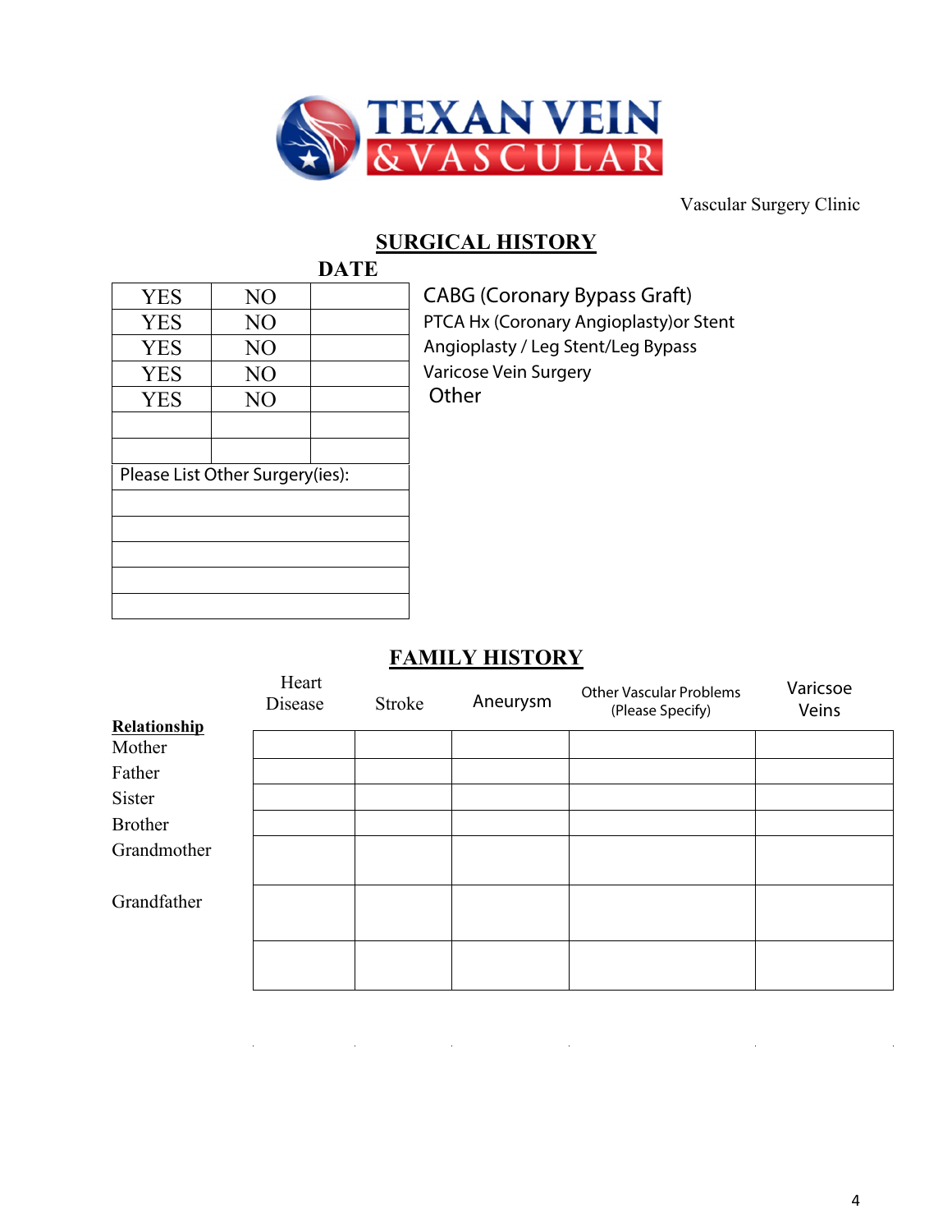TEXAN VEIN & VASCULAR

Vascular Surgery Clinic

## SURGICAL HISTORY

| | | DATE | |
|---|---|---|---|
| YES | NO | | CABG (Coronary Bypass Graft) |
| YES | NO | | PTCA Hx (Coronary Angioplasty)or Stent |
| YES | NO | | Angioplasty / Leg Stent/Leg Bypass |
| YES | NO | | Varicose Vein Surgery |
| YES | NO | | Other |
| | | | |
| | | | |

| Please List Other Surgery(ies): |
|---|
| |
| |
| |
| |
| |

## FAMILY HISTORY

| Relationship | Heart Disease | Stroke | Aneurysm | Other Vascular Problems (Please Specify) | Varicsoe Veins |
|---|---|---|---|---|---|
| Mother | | | | | |
| Father | | | | | |
| Sister | | | | | |
| Brother | | | | | |
| Grandmother | | | | | |
| Grandfather | | | | | |
| | | | | | |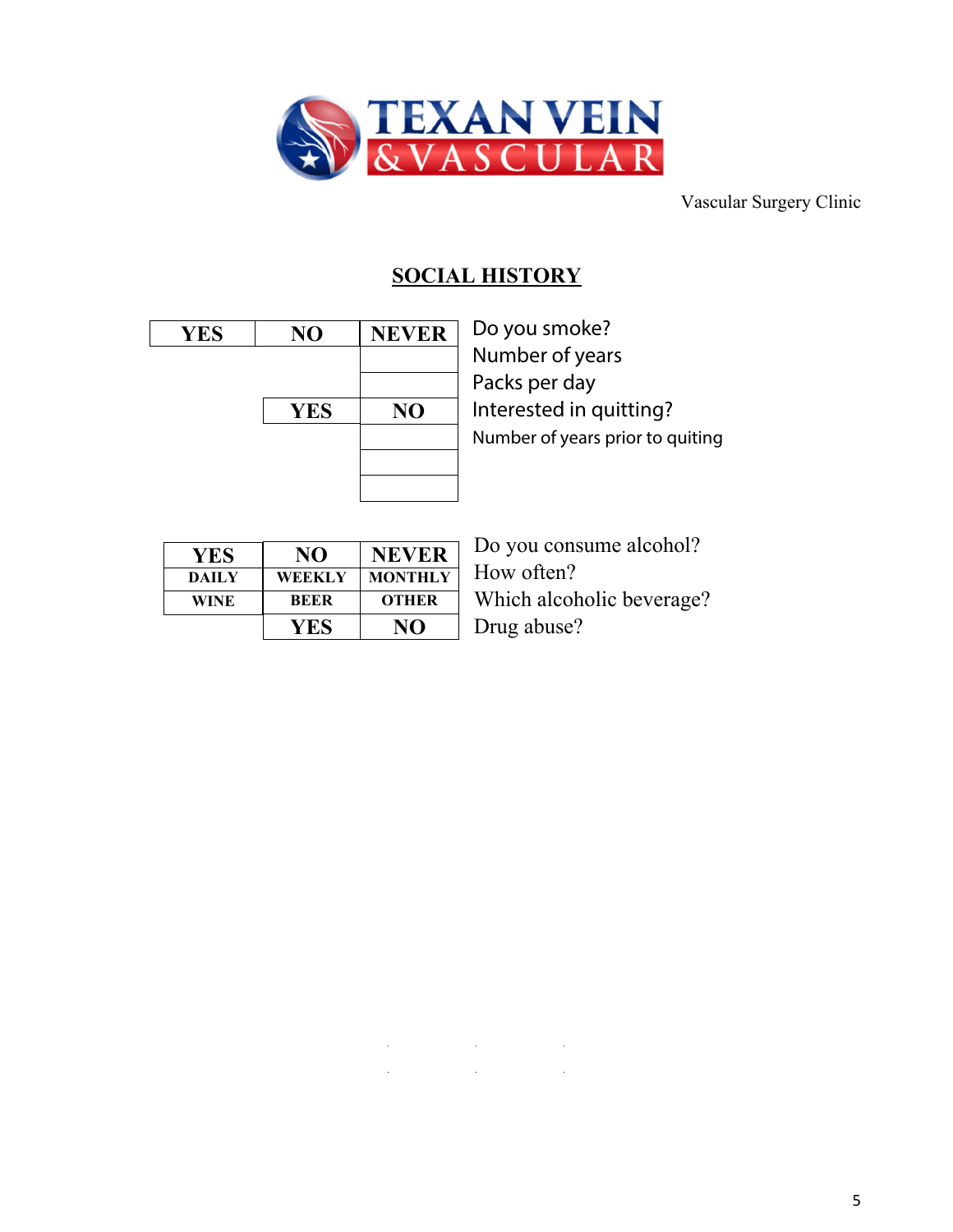TEXAN VEIN & VASCULAR

Vascular Surgery Clinic

## SOCIAL HISTORY

| | | | |
|---|---|---|---|
| YES | NO | NEVER | Do you smoke? |
| | | | Number of years |
| | | | Packs per day |
| | YES | NO | Interested in quitting? |
| | | | Number of years prior to quiting |
| | | | |
| | | | |

| | | | |
|---|---|---|---|
| YES | NO | NEVER | Do you consume alcohol? |
| DAILY | WEEKLY | MONTHLY | How often? |
| WINE | BEER | OTHER | Which alcoholic beverage? |
| | YES | NO | Drug abuse? |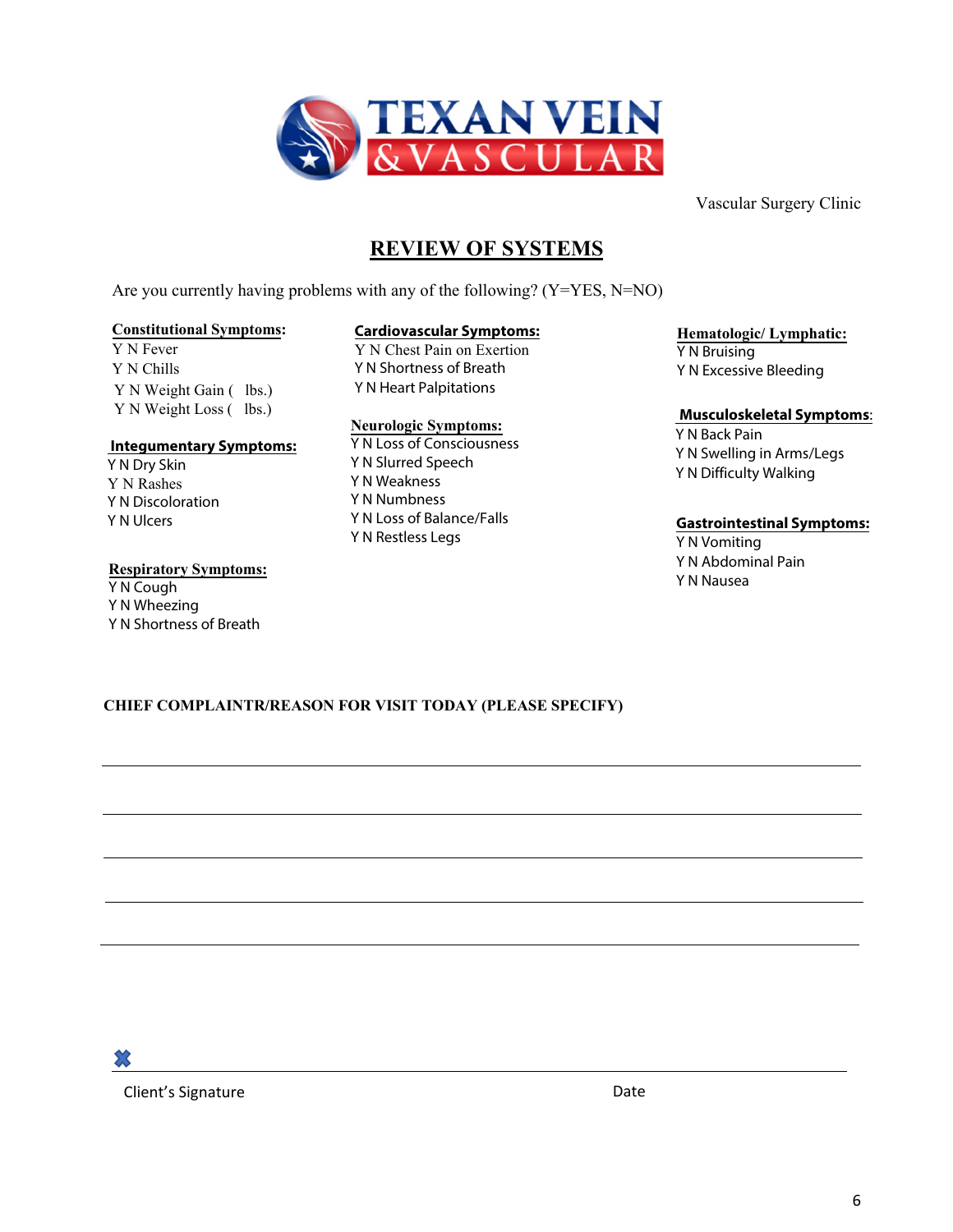TEXAN VEIN
&VASCULAR

Vascular Surgery Clinic

# REVIEW OF SYSTEMS

Are you currently having problems with any of the following? (Y=YES, N=NO)

**Constitutional Symptoms:**

Y N Fever
Y N Chills
Y N Weight Gain (   lbs.)
Y N Weight Loss (   lbs.)

**Integumentary Symptoms:**

Y N Dry Skin
Y N Rashes
Y N Discoloration
Y N Ulcers

**Respiratory Symptoms:**

Y N Cough
Y N Wheezing
Y N Shortness of Breath

**Cardiovascular Symptoms:**

Y N Chest Pain on Exertion
Y N Shortness of Breath
Y N Heart Palpitations

**Neurologic Symptoms:**

Y N Loss of Consciousness
Y N Slurred Speech
Y N Weakness
Y N Numbness
Y N Loss of Balance/Falls
Y N Restless Legs

**Hematologic/ Lymphatic:**

Y N Bruising
Y N Excessive Bleeding

**Musculoskeletal Symptoms:**

Y N Back Pain
Y N Swelling in Arms/Legs
Y N Difficulty Walking

**Gastrointestinal Symptoms:**

Y N Vomiting
Y N Abdominal Pain
Y N Nausea

**CHIEF COMPLAINTR/REASON FOR VISIT TODAY (PLEASE SPECIFY)**

\_\_\_\_\_\_\_\_\_\_\_\_\_\_\_\_\_\_\_\_\_\_\_\_\_\_\_\_\_\_\_\_\_\_\_\_\_\_\_\_\_\_\_\_\_\_\_\_\_\_\_\_\_\_\_\_\_\_

\_\_\_\_\_\_\_\_\_\_\_\_\_\_\_\_\_\_\_\_\_\_\_\_\_\_\_\_\_\_\_\_\_\_\_\_\_\_\_\_\_\_\_\_\_\_\_\_\_\_\_\_\_\_\_\_\_\_

\_\_\_\_\_\_\_\_\_\_\_\_\_\_\_\_\_\_\_\_\_\_\_\_\_\_\_\_\_\_\_\_\_\_\_\_\_\_\_\_\_\_\_\_\_\_\_\_\_\_\_\_\_\_\_\_\_\_

\_\_\_\_\_\_\_\_\_\_\_\_\_\_\_\_\_\_\_\_\_\_\_\_\_\_\_\_\_\_\_\_\_\_\_\_\_\_\_\_\_\_\_\_\_\_\_\_\_\_\_\_\_\_\_\_\_\_

\_\_\_\_\_\_\_\_\_\_\_\_\_\_\_\_\_\_\_\_\_\_\_\_\_\_\_\_\_\_\_\_\_\_\_\_\_\_\_\_\_\_\_\_\_\_\_\_\_\_\_\_\_\_\_\_\_\_

✖ \_\_\_\_\_\_\_\_\_\_\_\_\_\_\_\_\_\_\_\_\_\_\_\_\_\_\_\_\_\_\_\_\_\_\_\_\_\_\_\_\_\_\_\_\_\_\_\_\_\_\_\_\_\_\_\_\_\_

Client's Signature                                                                                    Date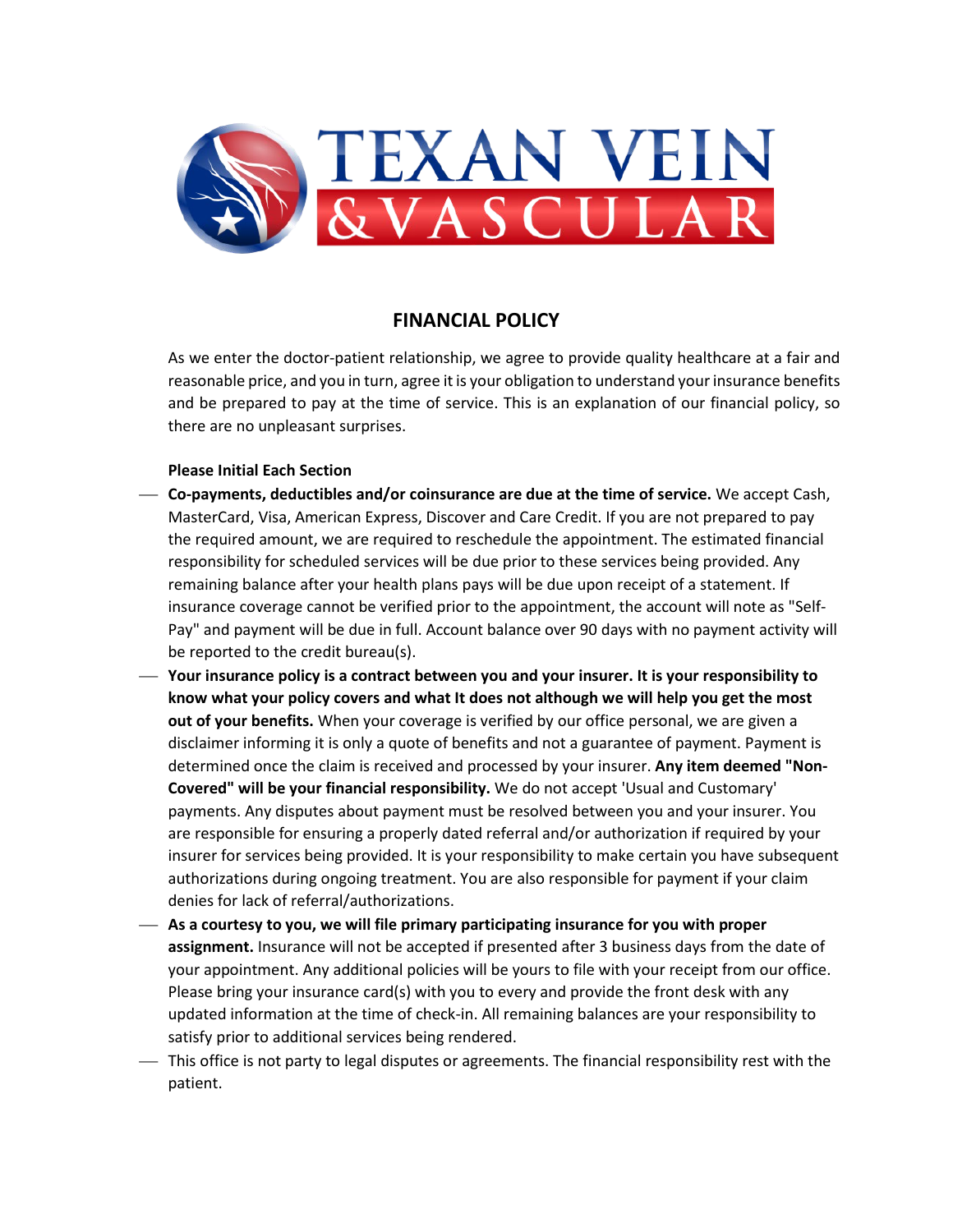# FINANCIAL POLICY

As we enter the doctor-patient relationship, we agree to provide quality healthcare at a fair and reasonable price, and you in turn, agree it is your obligation to understand your insurance benefits and be prepared to pay at the time of service. This is an explanation of our financial policy, so there are no unpleasant surprises.

**Please Initial Each Section**

\_\_\_ **Co-payments, deductibles and/or coinsurance are due at the time of service.** We accept Cash, MasterCard, Visa, American Express, Discover and Care Credit. If you are not prepared to pay the required amount, we are required to reschedule the appointment. The estimated financial responsibility for scheduled services will be due prior to these services being provided. Any remaining balance after your health plans pays will be due upon receipt of a statement. If insurance coverage cannot be verified prior to the appointment, the account will note as "Self-Pay" and payment will be due in full. Account balance over 90 days with no payment activity will be reported to the credit bureau(s).

\_\_\_ **Your insurance policy is a contract between you and your insurer. It is your responsibility to know what your policy covers and what It does not although we will help you get the most out of your benefits.** When your coverage is verified by our office personal, we are given a disclaimer informing it is only a quote of benefits and not a guarantee of payment. Payment is determined once the claim is received and processed by your insurer. **Any item deemed "Non-Covered" will be your financial responsibility.** We do not accept 'Usual and Customary' payments. Any disputes about payment must be resolved between you and your insurer. You are responsible for ensuring a properly dated referral and/or authorization if required by your insurer for services being provided. It is your responsibility to make certain you have subsequent authorizations during ongoing treatment. You are also responsible for payment if your claim denies for lack of referral/authorizations.

\_\_\_ **As a courtesy to you, we will file primary participating insurance for you with proper assignment.** Insurance will not be accepted if presented after 3 business days from the date of your appointment. Any additional policies will be yours to file with your receipt from our office. Please bring your insurance card(s) with you to every and provide the front desk with any updated information at the time of check-in. All remaining balances are your responsibility to satisfy prior to additional services being rendered.

\_\_\_ This office is not party to legal disputes or agreements. The financial responsibility rest with the patient.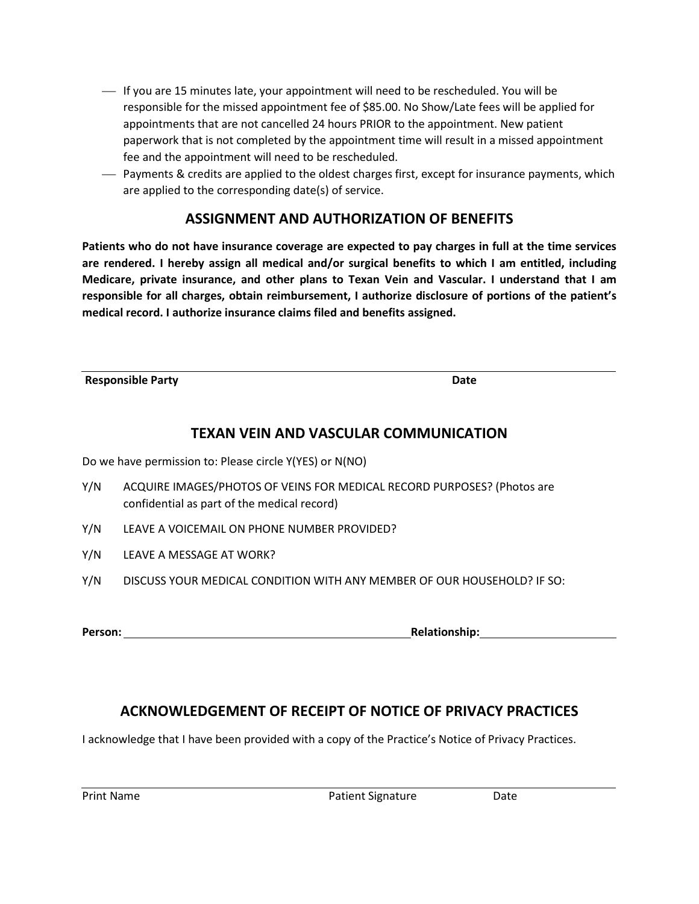- If you are 15 minutes late, your appointment will need to be rescheduled. You will be responsible for the missed appointment fee of $85.00. No Show/Late fees will be applied for appointments that are not cancelled 24 hours PRIOR to the appointment. New patient paperwork that is not completed by the appointment time will result in a missed appointment fee and the appointment will need to be rescheduled.
- Payments & credits are applied to the oldest charges first, except for insurance payments, which are applied to the corresponding date(s) of service.

## ASSIGNMENT AND AUTHORIZATION OF BENEFITS

**Patients who do not have insurance coverage are expected to pay charges in full at the time services are rendered. I hereby assign all medical and/or surgical benefits to which I am entitled, including Medicare, private insurance, and other plans to Texan Vein and Vascular. I understand that I am responsible for all charges, obtain reimbursement, I authorize disclosure of portions of the patient's medical record. I authorize insurance claims filed and benefits assigned.**

______________________________________________________________________

**Responsible Party** **Date**

## TEXAN VEIN AND VASCULAR COMMUNICATION

Do we have permission to: Please circle Y(YES) or N(NO)

Y/N ACQUIRE IMAGES/PHOTOS OF VEINS FOR MEDICAL RECORD PURPOSES? (Photos are confidential as part of the medical record)

Y/N LEAVE A VOICEMAIL ON PHONE NUMBER PROVIDED?

Y/N LEAVE A MESSAGE AT WORK?

Y/N DISCUSS YOUR MEDICAL CONDITION WITH ANY MEMBER OF OUR HOUSEHOLD? IF SO:

**Person:** ______________________________ **Relationship:** ______________________

## ACKNOWLEDGEMENT OF RECEIPT OF NOTICE OF PRIVACY PRACTICES

I acknowledge that I have been provided with a copy of the Practice's Notice of Privacy Practices.

______________________________________________________________________

Print Name Patient Signature Date